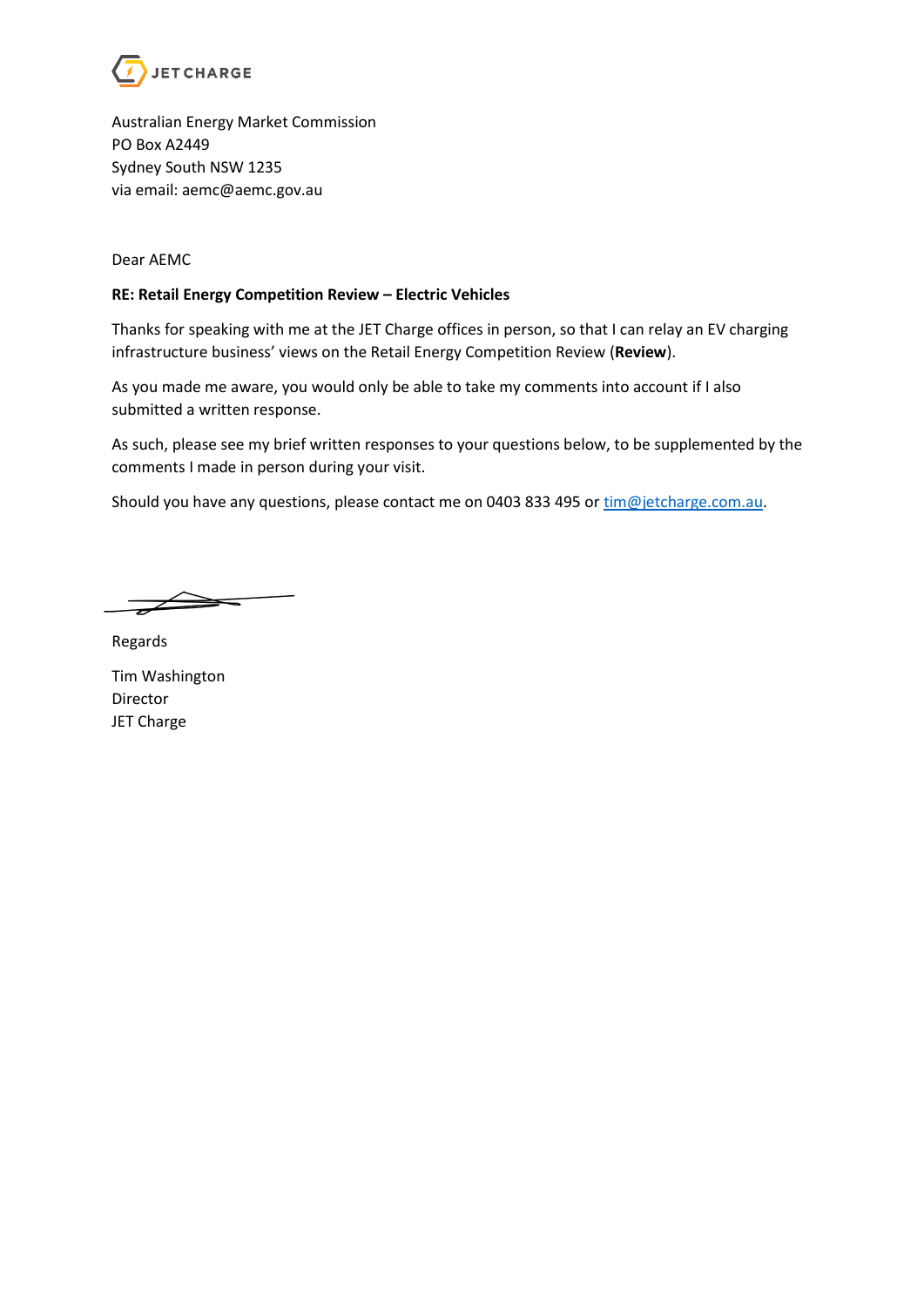JET CHARGE

Australian Energy Market Commission
PO Box A2449
Sydney South NSW 1235
via email: aemc@aemc.gov.au

Dear AEMC

**RE: Retail Energy Competition Review – Electric Vehicles**

Thanks for speaking with me at the JET Charge offices in person, so that I can relay an EV charging infrastructure business' views on the Retail Energy Competition Review (**Review**).

As you made me aware, you would only be able to take my comments into account if I also submitted a written response.

As such, please see my brief written responses to your questions below, to be supplemented by the comments I made in person during your visit.

Should you have any questions, please contact me on 0403 833 495 or tim@jetcharge.com.au.

Regards

Tim Washington
Director
JET Charge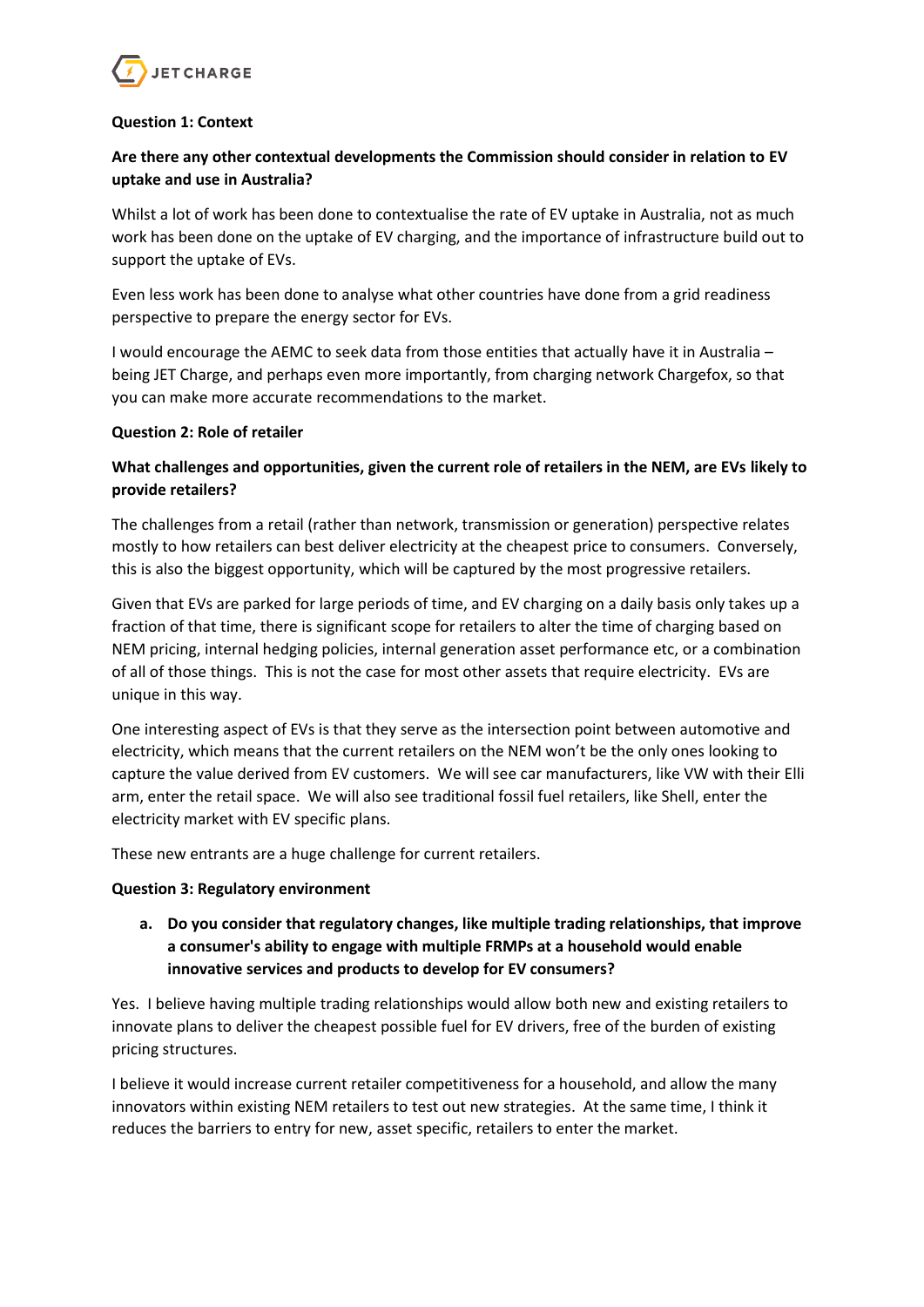**Question 1: Context**

**Are there any other contextual developments the Commission should consider in relation to EV uptake and use in Australia?**

Whilst a lot of work has been done to contextualise the rate of EV uptake in Australia, not as much work has been done on the uptake of EV charging, and the importance of infrastructure build out to support the uptake of EVs.

Even less work has been done to analyse what other countries have done from a grid readiness perspective to prepare the energy sector for EVs.

I would encourage the AEMC to seek data from those entities that actually have it in Australia – being JET Charge, and perhaps even more importantly, from charging network Chargefox, so that you can make more accurate recommendations to the market.

**Question 2: Role of retailer**

**What challenges and opportunities, given the current role of retailers in the NEM, are EVs likely to provide retailers?**

The challenges from a retail (rather than network, transmission or generation) perspective relates mostly to how retailers can best deliver electricity at the cheapest price to consumers. Conversely, this is also the biggest opportunity, which will be captured by the most progressive retailers.

Given that EVs are parked for large periods of time, and EV charging on a daily basis only takes up a fraction of that time, there is significant scope for retailers to alter the time of charging based on NEM pricing, internal hedging policies, internal generation asset performance etc, or a combination of all of those things. This is not the case for most other assets that require electricity. EVs are unique in this way.

One interesting aspect of EVs is that they serve as the intersection point between automotive and electricity, which means that the current retailers on the NEM won't be the only ones looking to capture the value derived from EV customers. We will see car manufacturers, like VW with their Elli arm, enter the retail space. We will also see traditional fossil fuel retailers, like Shell, enter the electricity market with EV specific plans.

These new entrants are a huge challenge for current retailers.

**Question 3: Regulatory environment**

a. **Do you consider that regulatory changes, like multiple trading relationships, that improve a consumer's ability to engage with multiple FRMPs at a household would enable innovative services and products to develop for EV consumers?**

Yes. I believe having multiple trading relationships would allow both new and existing retailers to innovate plans to deliver the cheapest possible fuel for EV drivers, free of the burden of existing pricing structures.

I believe it would increase current retailer competitiveness for a household, and allow the many innovators within existing NEM retailers to test out new strategies. At the same time, I think it reduces the barriers to entry for new, asset specific, retailers to enter the market.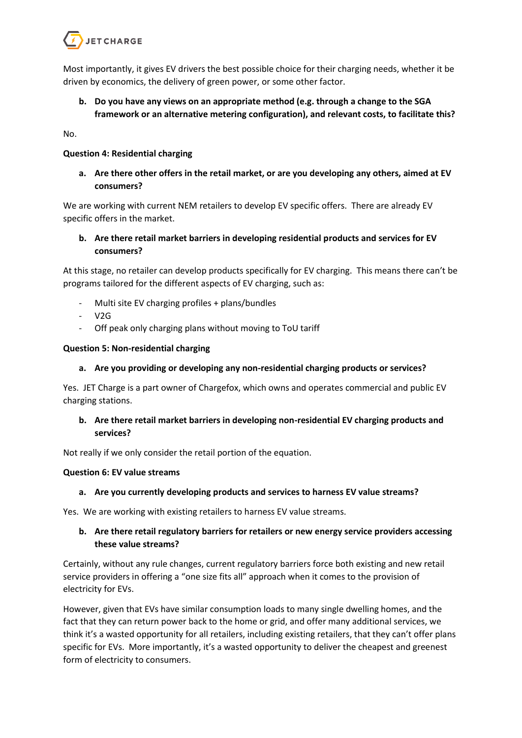Most importantly, it gives EV drivers the best possible choice for their charging needs, whether it be driven by economics, the delivery of green power, or some other factor.

**b. Do you have any views on an appropriate method (e.g. through a change to the SGA framework or an alternative metering configuration), and relevant costs, to facilitate this?**

No.

**Question 4: Residential charging**

**a. Are there other offers in the retail market, or are you developing any others, aimed at EV consumers?**

We are working with current NEM retailers to develop EV specific offers. There are already EV specific offers in the market.

**b. Are there retail market barriers in developing residential products and services for EV consumers?**

At this stage, no retailer can develop products specifically for EV charging. This means there can't be programs tailored for the different aspects of EV charging, such as:

- Multi site EV charging profiles + plans/bundles
- V2G
- Off peak only charging plans without moving to ToU tariff

**Question 5: Non-residential charging**

**a. Are you providing or developing any non-residential charging products or services?**

Yes. JET Charge is a part owner of Chargefox, which owns and operates commercial and public EV charging stations.

**b. Are there retail market barriers in developing non-residential EV charging products and services?**

Not really if we only consider the retail portion of the equation.

**Question 6: EV value streams**

**a. Are you currently developing products and services to harness EV value streams?**

Yes. We are working with existing retailers to harness EV value streams.

**b. Are there retail regulatory barriers for retailers or new energy service providers accessing these value streams?**

Certainly, without any rule changes, current regulatory barriers force both existing and new retail service providers in offering a "one size fits all" approach when it comes to the provision of electricity for EVs.

However, given that EVs have similar consumption loads to many single dwelling homes, and the fact that they can return power back to the home or grid, and offer many additional services, we think it's a wasted opportunity for all retailers, including existing retailers, that they can't offer plans specific for EVs. More importantly, it's a wasted opportunity to deliver the cheapest and greenest form of electricity to consumers.